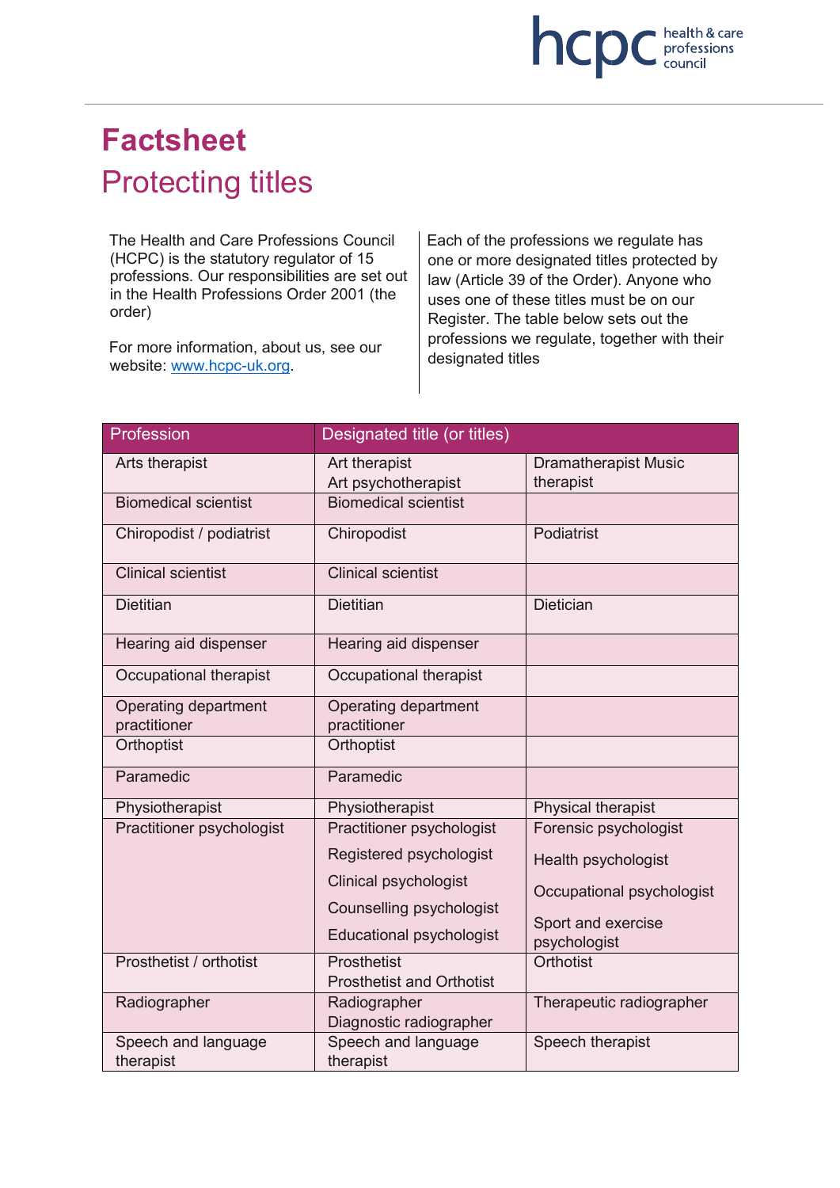# Factsheet

## Protecting titles

The Health and Care Professions Council (HCPC) is the statutory regulator of 15 professions. Our responsibilities are set out in the Health Professions Order 2001 (the order)

For more information, about us, see our website: www.hcpc-uk.org.

Each of the professions we regulate has one or more designated titles protected by law (Article 39 of the Order). Anyone who uses one of these titles must be on our Register. The table below sets out the professions we regulate, together with their designated titles

| Profession | Designated title (or titles) | |
|---|---|---|
| Arts therapist | Art therapist<br>Art psychotherapist | Dramatherapist Music therapist |
| Biomedical scientist | Biomedical scientist | |
| Chiropodist / podiatrist | Chiropodist | Podiatrist |
| Clinical scientist | Clinical scientist | |
| Dietitian | Dietitian | Dietician |
| Hearing aid dispenser | Hearing aid dispenser | |
| Occupational therapist | Occupational therapist | |
| Operating department practitioner | Operating department practitioner | |
| Orthoptist | Orthoptist | |
| Paramedic | Paramedic | |
| Physiotherapist | Physiotherapist | Physical therapist |
| Practitioner psychologist | Practitioner psychologist<br>Registered psychologist<br>Clinical psychologist<br>Counselling psychologist<br>Educational psychologist | Forensic psychologist<br>Health psychologist<br>Occupational psychologist<br>Sport and exercise psychologist |
| Prosthetist / orthotist | Prosthetist<br>Prosthetist and Orthotist | Orthotist |
| Radiographer | Radiographer<br>Diagnostic radiographer | Therapeutic radiographer |
| Speech and language therapist | Speech and language therapist | Speech therapist |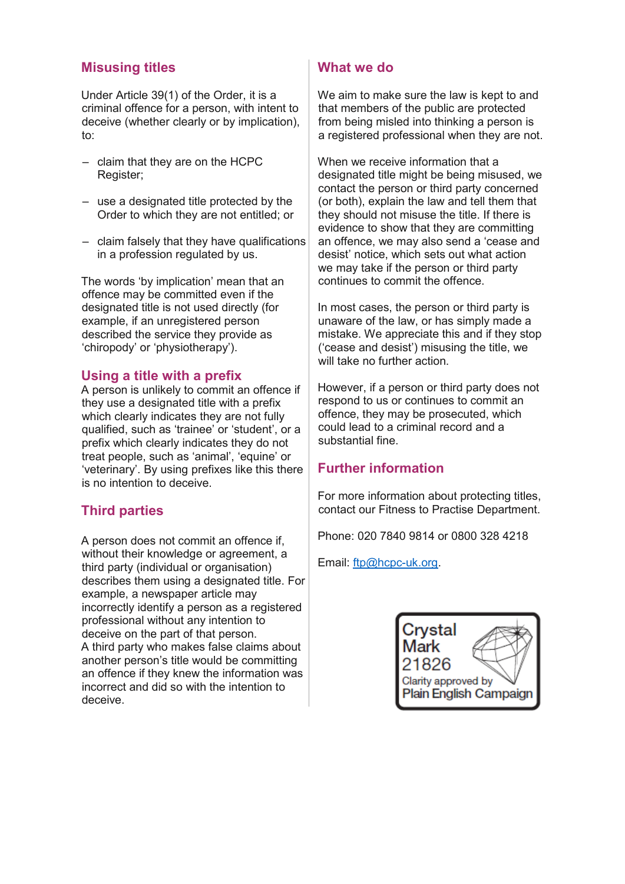## Misusing titles

Under Article 39(1) of the Order, it is a criminal offence for a person, with intent to deceive (whether clearly or by implication), to:

- claim that they are on the HCPC Register;
- use a designated title protected by the Order to which they are not entitled; or
- claim falsely that they have qualifications in a profession regulated by us.

The words 'by implication' mean that an offence may be committed even if the designated title is not used directly (for example, if an unregistered person described the service they provide as 'chiropody' or 'physiotherapy').

## Using a title with a prefix

A person is unlikely to commit an offence if they use a designated title with a prefix which clearly indicates they are not fully qualified, such as 'trainee' or 'student', or a prefix which clearly indicates they do not treat people, such as 'animal', 'equine' or 'veterinary'. By using prefixes like this there is no intention to deceive.

## Third parties

A person does not commit an offence if, without their knowledge or agreement, a third party (individual or organisation) describes them using a designated title. For example, a newspaper article may incorrectly identify a person as a registered professional without any intention to deceive on the part of that person.
A third party who makes false claims about another person's title would be committing an offence if they knew the information was incorrect and did so with the intention to deceive.

## What we do

We aim to make sure the law is kept to and that members of the public are protected from being misled into thinking a person is a registered professional when they are not.

When we receive information that a designated title might be being misused, we contact the person or third party concerned (or both), explain the law and tell them that they should not misuse the title. If there is evidence to show that they are committing an offence, we may also send a 'cease and desist' notice, which sets out what action we may take if the person or third party continues to commit the offence.

In most cases, the person or third party is unaware of the law, or has simply made a mistake. We appreciate this and if they stop ('cease and desist') misusing the title, we will take no further action.

However, if a person or third party does not respond to us or continues to commit an offence, they may be prosecuted, which could lead to a criminal record and a substantial fine.

## Further information

For more information about protecting titles, contact our Fitness to Practise Department.

Phone: 020 7840 9814 or 0800 328 4218

Email: ftp@hcpc-uk.org.

Crystal Mark 21826
Clarity approved by Plain English Campaign